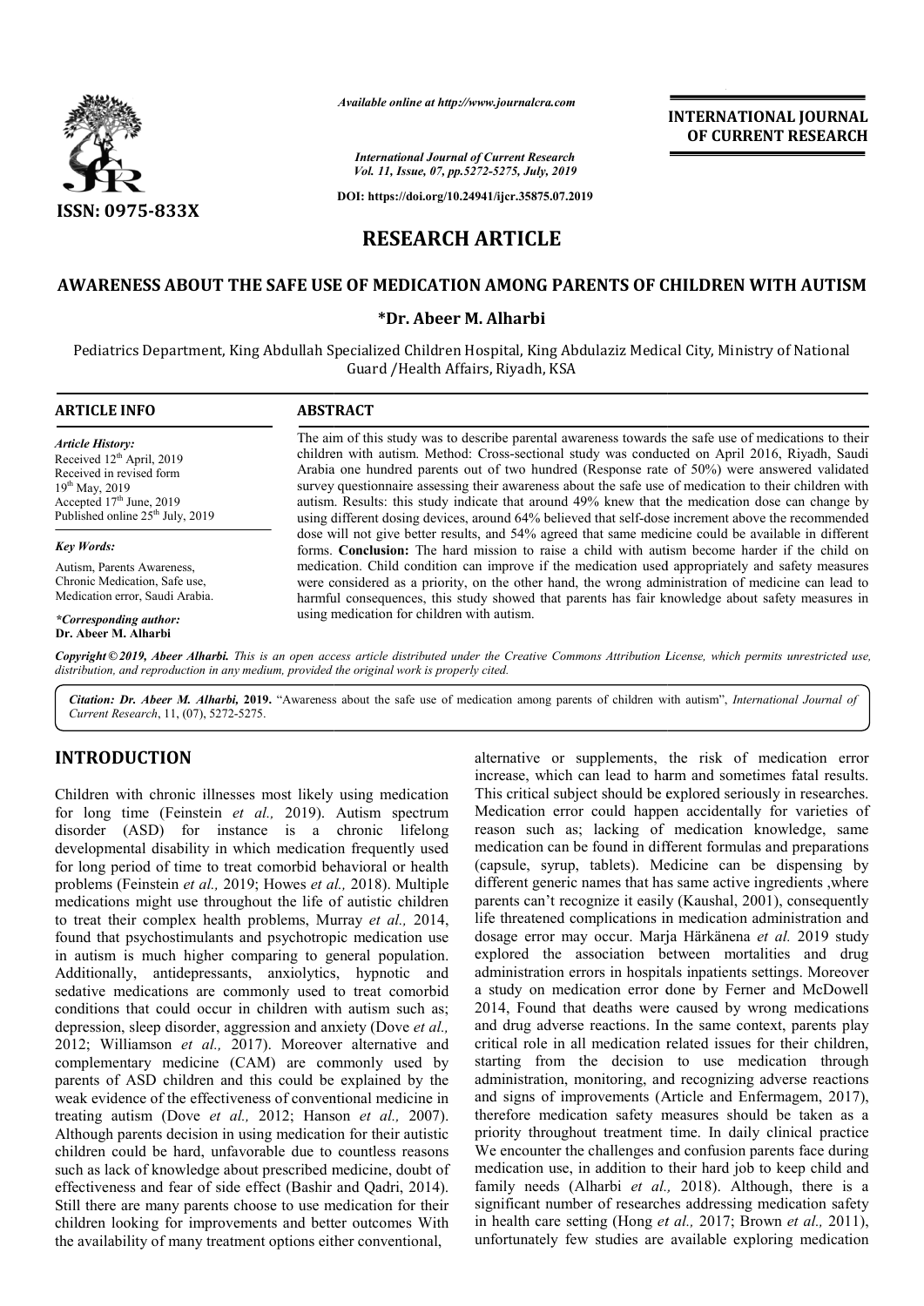*Available online at http://www.journalcra.com*

*International Journal of Current Research*
*Vol. 11, Issue, 07, pp.5272-5275, July, 2019*

**DOI: https://doi.org/10.24941/ijcr.35875.07.2019**

**ISSN: 0975-833X**

**INTERNATIONAL JOURNAL OF CURRENT RESEARCH**

# RESEARCH ARTICLE

## AWARENESS ABOUT THE SAFE USE OF MEDICATION AMONG PARENTS OF CHILDREN WITH AUTISM

**\*Dr. Abeer M. Alharbi**

Pediatrics Department, King Abdullah Specialized Children Hospital, King Abdulaziz Medical City, Ministry of National Guard /Health Affairs, Riyadh, KSA

**ARTICLE INFO**

*Article History:*
Received 12th April, 2019
Received in revised form
19th May, 2019
Accepted 17th June, 2019
Published online 25th July, 2019

*Key Words:*
Autism, Parents Awareness, Chronic Medication, Safe use, Medication error, Saudi Arabia.

*\*Corresponding author:*
**Dr. Abeer M. Alharbi**

**ABSTRACT**

The aim of this study was to describe parental awareness towards the safe use of medications to their children with autism. Method: Cross-sectional study was conducted on April 2016, Riyadh, Saudi Arabia one hundred parents out of two hundred (Response rate of 50%) were answered validated survey questionnaire assessing their awareness about the safe use of medication to their children with autism. Results: this study indicate that around 49% knew that the medication dose can change by using different dosing devices, around 64% believed that self-dose increment above the recommended dose will not give better results, and 54% agreed that same medicine could be available in different forms. **Conclusion:** The hard mission to raise a child with autism become harder if the child on medication. Child condition can improve if the medication used appropriately and safety measures were considered as a priority, on the other hand, the wrong administration of medicine can lead to harmful consequences, this study showed that parents has fair knowledge about safety measures in using medication for children with autism.

***Copyright © 2019, Abeer Alharbi.*** *This is an open access article distributed under the Creative Commons Attribution License, which permits unrestricted use, distribution, and reproduction in any medium, provided the original work is properly cited.*

***Citation: Dr. Abeer M. Alharbi, 2019.*** "Awareness about the safe use of medication among parents of children with autism", *International Journal of Current Research*, 11, (07), 5272-5275.

## INTRODUCTION

Children with chronic illnesses most likely using medication for long time (Feinstein *et al.,* 2019). Autism spectrum disorder (ASD) for instance is a chronic lifelong developmental disability in which medication frequently used for long period of time to treat comorbid behavioral or health problems (Feinstein *et al.,* 2019; Howes *et al.,* 2018). Multiple medications might use throughout the life of autistic children to treat their complex health problems, Murray *et al.,* 2014, found that psychostimulants and psychotropic medication use in autism is much higher comparing to general population. Additionally, antidepressants, anxiolytics, hypnotic and sedative medications are commonly used to treat comorbid conditions that could occur in children with autism such as; depression, sleep disorder, aggression and anxiety (Dove *et al.,* 2012; Williamson *et al.,* 2017). Moreover alternative and complementary medicine (CAM) are commonly used by parents of ASD children and this could be explained by the weak evidence of the effectiveness of conventional medicine in treating autism (Dove *et al.,* 2012; Hanson *et al.,* 2007). Although parents decision in using medication for their autistic children could be hard, unfavorable due to countless reasons such as lack of knowledge about prescribed medicine, doubt of effectiveness and fear of side effect (Bashir and Qadri, 2014). Still there are many parents choose to use medication for their children looking for improvements and better outcomes With the availability of many treatment options either conventional, alternative or supplements, the risk of medication error increase, which can lead to harm and sometimes fatal results. This critical subject should be explored seriously in researches. Medication error could happen accidentally for varieties of reason such as; lacking of medication knowledge, same medication can be found in different formulas and preparations (capsule, syrup, tablets). Medicine can be dispensing by different generic names that has same active ingredients ,where parents can't recognize it easily (Kaushal, 2001), consequently life threatened complications in medication administration and dosage error may occur. Marja Härkänena *et al.* 2019 study explored the association between mortalities and drug administration errors in hospitals inpatients settings. Moreover a study on medication error done by Ferner and McDowell 2014, Found that deaths were caused by wrong medications and drug adverse reactions. In the same context, parents play critical role in all medication related issues for their children, starting from the decision to use medication through administration, monitoring, and recognizing adverse reactions and signs of improvements (Article and Enfermagem, 2017), therefore medication safety measures should be taken as a priority throughout treatment time. In daily clinical practice We encounter the challenges and confusion parents face during medication use, in addition to their hard job to keep child and family needs (Alharbi *et al.,* 2018). Although, there is a significant number of researches addressing medication safety in health care setting (Hong *et al.,* 2017; Brown *et al.,* 2011), unfortunately few studies are available exploring medication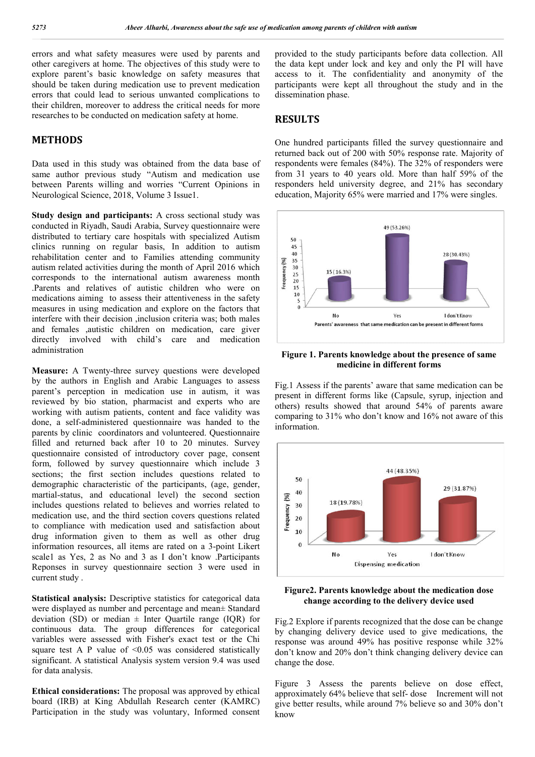errors and what safety measures were used by parents and other caregivers at home. The objectives of this study were to explore parent's basic knowledge on safety measures that should be taken during medication use to prevent medication errors that could lead to serious unwanted complications to their children, moreover to address the critical needs for more researches to be conducted on medication safety at home.

## METHODS

Data used in this study was obtained from the data base of same author previous study "Autism and medication use between Parents willing and worries "Current Opinions in Neurological Science, 2018, Volume 3 Issue1.

**Study design and participants:** A cross sectional study was conducted in Riyadh, Saudi Arabia, Survey questionnaire were distributed to tertiary care hospitals with specialized Autism clinics running on regular basis, In addition to autism rehabilitation center and to Families attending community autism related activities during the month of April 2016 which corresponds to the international autism awareness month .Parents and relatives of autistic children who were on medications aiming to assess their attentiveness in the safety measures in using medication and explore on the factors that interfere with their decision ,inclusion criteria was; both males and females ,autistic children on medication, care giver directly involved with child's care and medication administration

**Measure:** A Twenty-three survey questions were developed by the authors in English and Arabic Languages to assess parent's perception in medication use in autism, it was reviewed by bio station, pharmacist and experts who are working with autism patients, content and face validity was done, a self-administered questionnaire was handed to the parents by clinic coordinators and volunteered. Questionnaire filled and returned back after 10 to 20 minutes. Survey questionnaire consisted of introductory cover page, consent form, followed by survey questionnaire which include 3 sections; the first section includes questions related to demographic characteristic of the participants, (age, gender, martial-status, and educational level) the second section includes questions related to believes and worries related to medication use, and the third section covers questions related to compliance with medication used and satisfaction about drug information given to them as well as other drug information resources, all items are rated on a 3-point Likert scale1 as Yes, 2 as No and 3 as I don't know .Participants Reponses in survey questionnaire section 3 were used in current study .

**Statistical analysis:** Descriptive statistics for categorical data were displayed as number and percentage and mean± Standard deviation (SD) or median ± Inter Quartile range (IQR) for continuous data. The group differences for categorical variables were assessed with Fisher's exact test or the Chi square test A P value of <0.05 was considered statistically significant. A statistical Analysis system version 9.4 was used for data analysis.

**Ethical considerations:** The proposal was approved by ethical board (IRB) at King Abdullah Research center (KAMRC) Participation in the study was voluntary, Informed consent provided to the study participants before data collection. All the data kept under lock and key and only the PI will have access to it. The confidentiality and anonymity of the participants were kept all throughout the study and in the dissemination phase.

## RESULTS

One hundred participants filled the survey questionnaire and returned back out of 200 with 50% response rate. Majority of respondents were females (84%). The 32% of responders were from 31 years to 40 years old. More than half 59% of the responders held university degree, and 21% has secondary education, Majority 65% were married and 17% were singles.

**Figure 1. Parents knowledge about the presence of same medicine in different forms**

Fig.1 Assess if the parents' aware that same medication can be present in different forms like (Capsule, syrup, injection and others) results showed that around 54% of parents aware comparing to 31% who don't know and 16% not aware of this information.

**Figure2. Parents knowledge about the medication dose change according to the delivery device used**

Fig.2 Explore if parents recognized that the dose can be change by changing delivery device used to give medications, the response was around 49% has positive response while 32% don't know and 20% don't think changing delivery device can change the dose.

Figure 3 Assess the parents believe on dose effect, approximately 64% believe that self- dose Increment will not give better results, while around 7% believe so and 30% don't know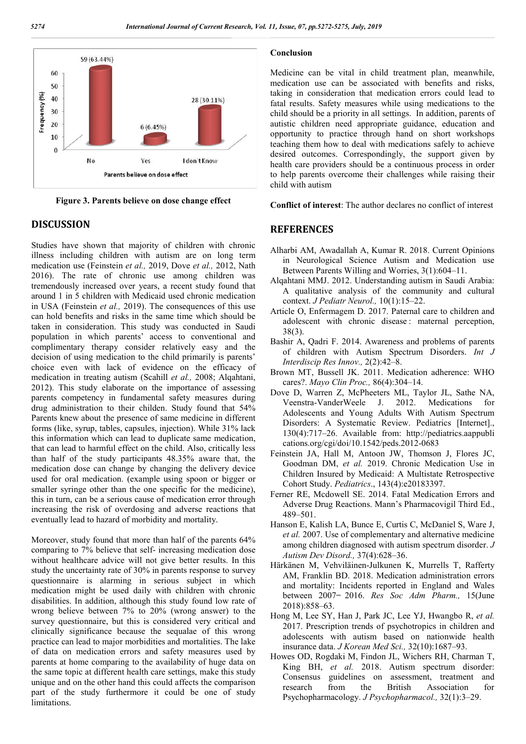Figure 3. Parents believe on dose change effect

## DISCUSSION

Studies have shown that majority of children with chronic illness including children with autism are on long term medication use (Feinstein *et al.,* 2019, Dove *et al.,* 2012, Nath 2016). The rate of chronic use among children was tremendously increased over years, a recent study found that around 1 in 5 children with Medicaid used chronic medication in USA (Feinstein *et al.,* 2019). The consequences of this use can hold benefits and risks in the same time which should be taken in consideration. This study was conducted in Saudi population in which parents' access to conventional and complimentary therapy consider relatively easy and the decision of using medication to the child primarily is parents' choice even with lack of evidence on the efficacy of medication in treating autism (Scahill *et al.,* 2008; Alqahtani, 2012). This study elaborate on the importance of assessing parents competency in fundamental safety measures during drug administration to their childen. Study found that 54% Parents knew about the presence of same medicine in different forms (like, syrup, tables, capsules, injection). While 31% lack this information which can lead to duplicate same medication, that can lead to harmful effect on the child. Also, critically less than half of the study participants 48.35% aware that, the medication dose can change by changing the delivery device used for oral medication. (example using spoon or bigger or smaller syringe other than the one specific for the medicine), this in turn, can be a serious cause of medication error through increasing the risk of overdosing and adverse reactions that eventually lead to hazard of morbidity and mortality.

Moreover, study found that more than half of the parents 64% comparing to 7% believe that self- increasing medication dose without healthcare advice will not give better results. In this study the uncertainty rate of 30% in parents response to survey questionnaire is alarming in serious subject in which medication might be used daily with children with chronic disabilities. In addition, although this study found low rate of wrong believe between 7% to 20% (wrong answer) to the survey questionnaire, but this is considered very critical and clinically significance because the sequalae of this wrong practice can lead to major morbidities and mortalities. The lake of data on medication errors and safety measures used by parents at home comparing to the availability of huge data on the same topic at different health care settings, make this study unique and on the other hand this could affects the comparison part of the study furthermore it could be one of study limitations.

### Conclusion

Medicine can be vital in child treatment plan, meanwhile, medication use can be associated with benefits and risks, taking in consideration that medication errors could lead to fatal results. Safety measures while using medications to the child should be a priority in all settings. In addition, parents of autistic children need appropriate guidance, education and opportunity to practice through hand on short workshops teaching them how to deal with medications safely to achieve desired outcomes. Correspondingly, the support given by health care providers should be a continuous process in order to help parents overcome their challenges while raising their child with autism

**Conflict of interest**: The author declares no conflict of interest

## REFERENCES

Alharbi AM, Awadallah A, Kumar R. 2018. Current Opinions in Neurological Science Autism and Medication use Between Parents Willing and Worries, 3(1):604–11.

Alqahtani MMJ. 2012. Understanding autism in Saudi Arabia: A qualitative analysis of the community and cultural context. *J Pediatr Neurol.,* 10(1):15–22.

Article O, Enfermagem D. 2017. Paternal care to children and adolescent with chronic disease : maternal perception, 38(3).

Bashir A, Qadri F. 2014. Awareness and problems of parents of children with Autism Spectrum Disorders. *Int J Interdiscip Res Innov.,* 2(2):42–8.

Brown MT, Bussell JK. 2011. Medication adherence: WHO cares?. *Mayo Clin Proc.,* 86(4):304–14.

Dove D, Warren Z, McPheeters ML, Taylor JL, Sathe NA, Veenstra-VanderWeele J. 2012. Medications for Adolescents and Young Adults With Autism Spectrum Disorders: A Systematic Review. Pediatrics [Internet]., 130(4):717–26. Available from: http://pediatrics.aappublications.org/cgi/doi/10.1542/peds.2012-0683

Feinstein JA, Hall M, Antoon JW, Thomson J, Flores JC, Goodman DM, *et al.* 2019. Chronic Medication Use in Children Insured by Medicaid: A Multistate Retrospective Cohort Study. *Pediatrics*., 143(4):e20183397.

Ferner RE, Mcdowell SE. 2014. Fatal Medication Errors and Adverse Drug Reactions. Mann's Pharmacovigil Third Ed., 489–501.

Hanson E, Kalish LA, Bunce E, Curtis C, McDaniel S, Ware J, *et al.* 2007. Use of complementary and alternative medicine among children diagnosed with autism spectrum disorder. *J Autism Dev Disord.,* 37(4):628–36.

Härkänen M, Vehviläinen-Julkunen K, Murrells T, Rafferty AM, Franklin BD. 2018. Medication administration errors and mortality: Incidents reported in England and Wales between 2007− 2016. *Res Soc Adm Pharm.,* 15(June 2018):858–63.

Hong M, Lee SY, Han J, Park JC, Lee YJ, Hwangbo R, *et al.* 2017. Prescription trends of psychotropics in children and adolescents with autism based on nationwide health insurance data. *J Korean Med Sci.,* 32(10):1687–93.

Howes OD, Rogdaki M, Findon JL, Wichers RH, Charman T, King BH, *et al.* 2018. Autism spectrum disorder: Consensus guidelines on assessment, treatment and research from the British Association for Psychopharmacology. *J Psychopharmacol.,* 32(1):3–29.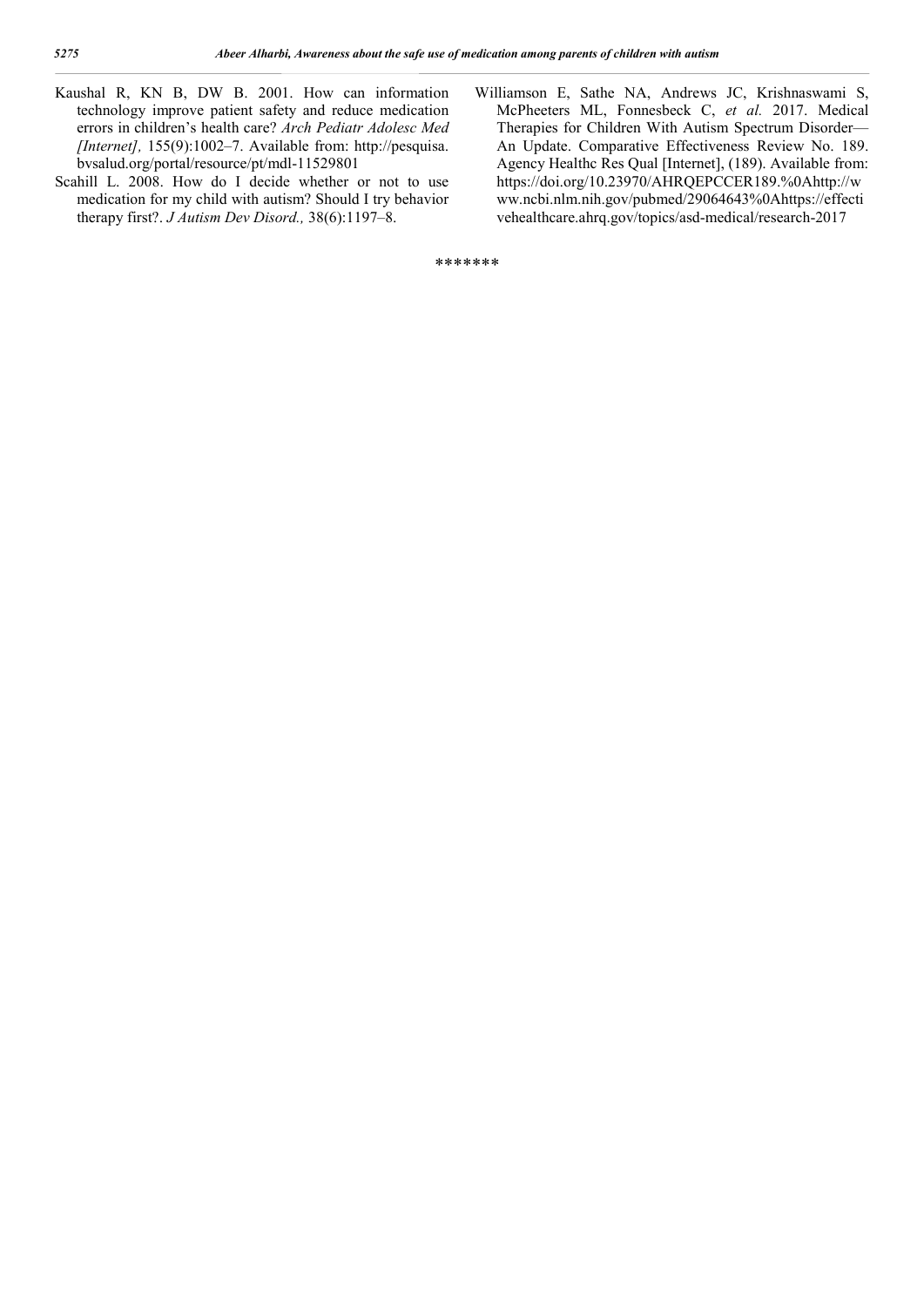Kaushal R, KN B, DW B. 2001. How can information technology improve patient safety and reduce medication errors in children's health care? *Arch Pediatr Adolesc Med [Internet],* 155(9):1002–7. Available from: http://pesquisa.bvsalud.org/portal/resource/pt/mdl-11529801

Scahill L. 2008. How do I decide whether or not to use medication for my child with autism? Should I try behavior therapy first?. *J Autism Dev Disord.,* 38(6):1197–8.

Williamson E, Sathe NA, Andrews JC, Krishnaswami S, McPheeters ML, Fonnesbeck C, *et al.* 2017. Medical Therapies for Children With Autism Spectrum Disorder—An Update. Comparative Effectiveness Review No. 189. Agency Healthc Res Qual [Internet], (189). Available from: https://doi.org/10.23970/AHRQEPCCER189.%0Ahttp://www.ncbi.nlm.nih.gov/pubmed/29064643%0Ahttps://effectivehealthcare.ahrq.gov/topics/asd-medical/research-2017

\*\*\*\*\*\*\*